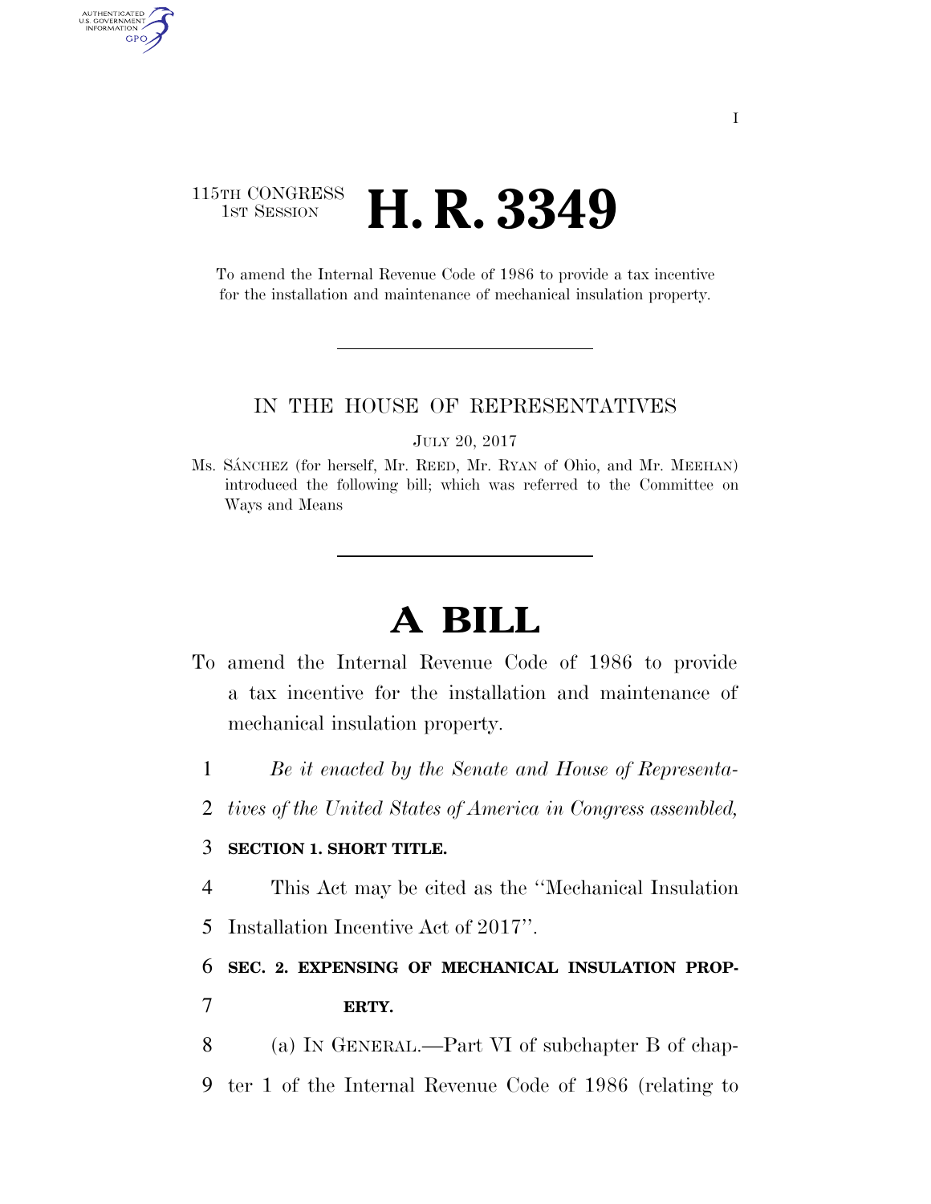115TH CONGRESS
1ST SESSION

# H. R. 3349

To amend the Internal Revenue Code of 1986 to provide a tax incentive for the installation and maintenance of mechanical insulation property.

IN THE HOUSE OF REPRESENTATIVES

JULY 20, 2017

Ms. SÁNCHEZ (for herself, Mr. REED, Mr. RYAN of Ohio, and Mr. MEEHAN) introduced the following bill; which was referred to the Committee on Ways and Means

# A BILL

To amend the Internal Revenue Code of 1986 to provide a tax incentive for the installation and maintenance of mechanical insulation property.

1 *Be it enacted by the Senate and House of Representa-*
2 *tives of the United States of America in Congress assembled,*

3 **SECTION 1. SHORT TITLE.**

4 This Act may be cited as the ''Mechanical Insulation
5 Installation Incentive Act of 2017''.

6 **SEC. 2. EXPENSING OF MECHANICAL INSULATION PROP-**
7 **ERTY.**

8 (a) IN GENERAL.—Part VI of subchapter B of chap-
9 ter 1 of the Internal Revenue Code of 1986 (relating to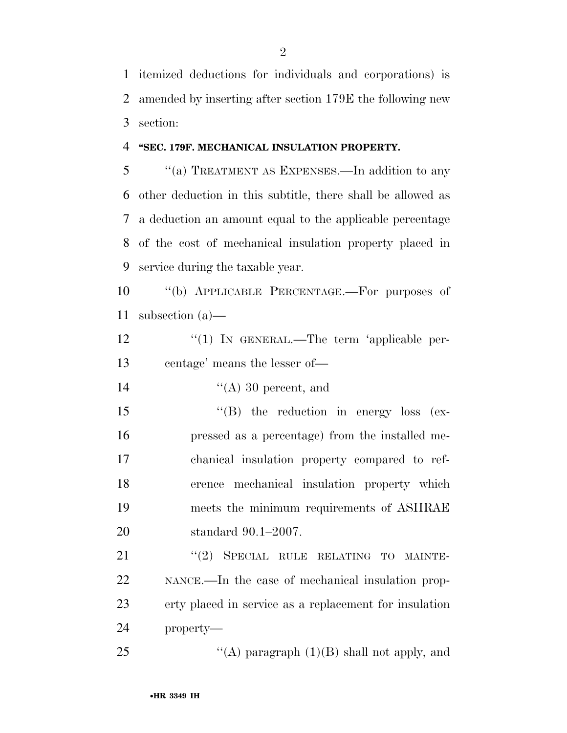itemized deductions for individuals and corporations) is amended by inserting after section 179E the following new section:

**"SEC. 179F. MECHANICAL INSULATION PROPERTY.**

"(a) TREATMENT AS EXPENSES.—In addition to any other deduction in this subtitle, there shall be allowed as a deduction an amount equal to the applicable percentage of the cost of mechanical insulation property placed in service during the taxable year.

"(b) APPLICABLE PERCENTAGE.—For purposes of subsection (a)—

"(1) IN GENERAL.—The term 'applicable percentage' means the lesser of—

"(A) 30 percent, and

"(B) the reduction in energy loss (expressed as a percentage) from the installed mechanical insulation property compared to reference mechanical insulation property which meets the minimum requirements of ASHRAE standard 90.1–2007.

"(2) SPECIAL RULE RELATING TO MAINTENANCE.—In the case of mechanical insulation property placed in service as a replacement for insulation property—

"(A) paragraph (1)(B) shall not apply, and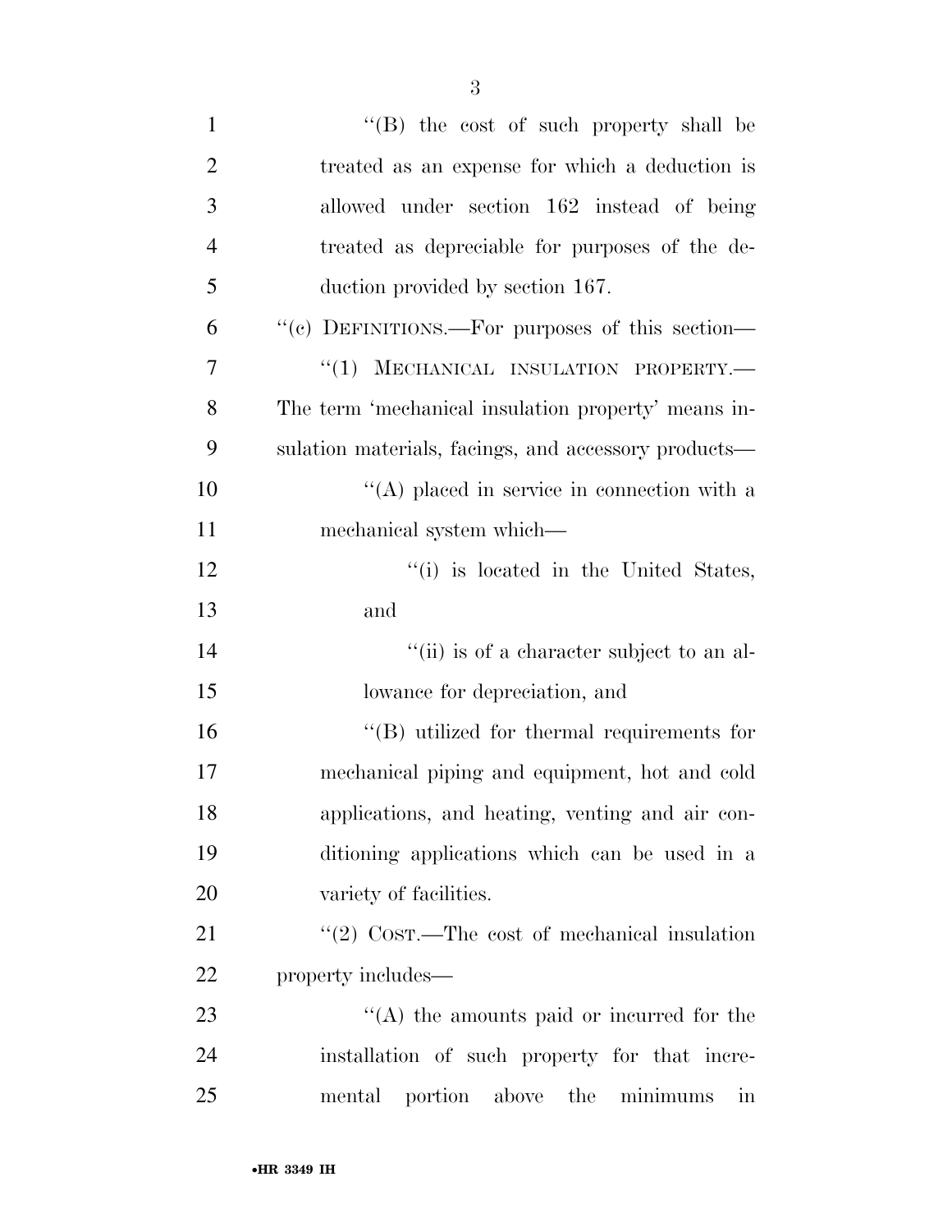''(B) the cost of such property shall be treated as an expense for which a deduction is allowed under section 162 instead of being treated as depreciable for purposes of the deduction provided by section 167.

''(c) DEFINITIONS.—For purposes of this section—

''(1) MECHANICAL INSULATION PROPERTY.—The term 'mechanical insulation property' means insulation materials, facings, and accessory products—

''(A) placed in service in connection with a mechanical system which—

''(i) is located in the United States, and

''(ii) is of a character subject to an allowance for depreciation, and

''(B) utilized for thermal requirements for mechanical piping and equipment, hot and cold applications, and heating, venting and air conditioning applications which can be used in a variety of facilities.

''(2) COST.—The cost of mechanical insulation property includes—

''(A) the amounts paid or incurred for the installation of such property for that incremental portion above the minimums in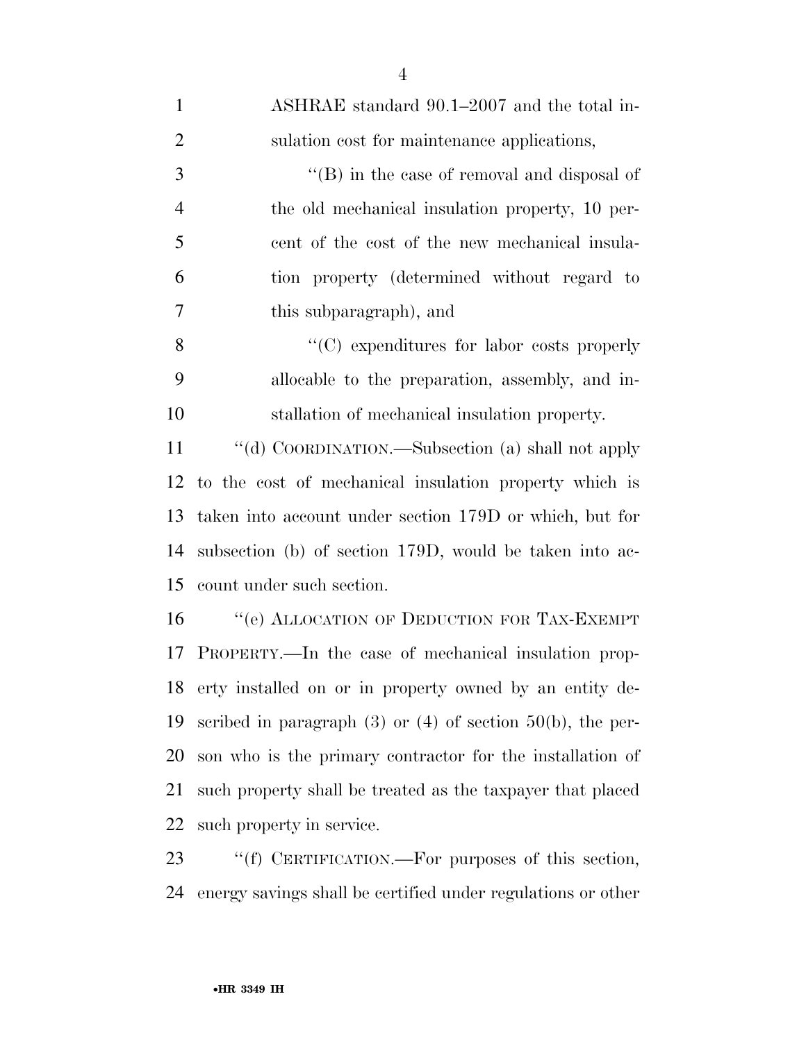ASHRAE standard 90.1–2007 and the total insulation cost for maintenance applications,

"(B) in the case of removal and disposal of the old mechanical insulation property, 10 percent of the cost of the new mechanical insulation property (determined without regard to this subparagraph), and

"(C) expenditures for labor costs properly allocable to the preparation, assembly, and installation of mechanical insulation property.

"(d) COORDINATION.—Subsection (a) shall not apply to the cost of mechanical insulation property which is taken into account under section 179D or which, but for subsection (b) of section 179D, would be taken into account under such section.

"(e) ALLOCATION OF DEDUCTION FOR TAX-EXEMPT PROPERTY.—In the case of mechanical insulation property installed on or in property owned by an entity described in paragraph (3) or (4) of section 50(b), the person who is the primary contractor for the installation of such property shall be treated as the taxpayer that placed such property in service.

"(f) CERTIFICATION.—For purposes of this section, energy savings shall be certified under regulations or other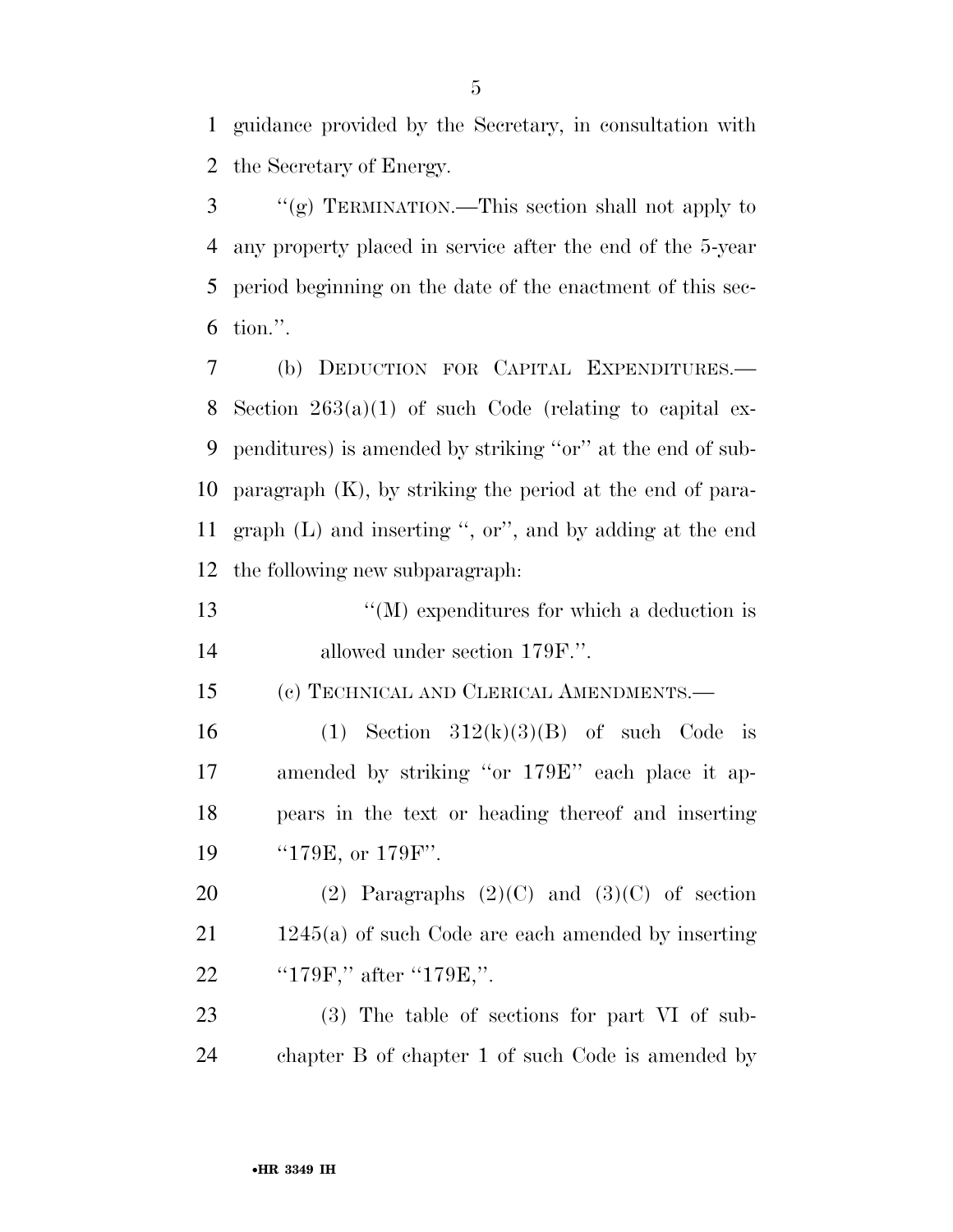guidance provided by the Secretary, in consultation with the Secretary of Energy.

"(g) TERMINATION.—This section shall not apply to any property placed in service after the end of the 5-year period beginning on the date of the enactment of this section.".

(b) DEDUCTION FOR CAPITAL EXPENDITURES.—Section 263(a)(1) of such Code (relating to capital expenditures) is amended by striking "or" at the end of subparagraph (K), by striking the period at the end of paragraph (L) and inserting ", or", and by adding at the end the following new subparagraph:

"(M) expenditures for which a deduction is allowed under section 179F.".

(c) TECHNICAL AND CLERICAL AMENDMENTS.—

(1) Section 312(k)(3)(B) of such Code is amended by striking "or 179E" each place it appears in the text or heading thereof and inserting "179E, or 179F".

(2) Paragraphs (2)(C) and (3)(C) of section 1245(a) of such Code are each amended by inserting "179F," after "179E,".

(3) The table of sections for part VI of subchapter B of chapter 1 of such Code is amended by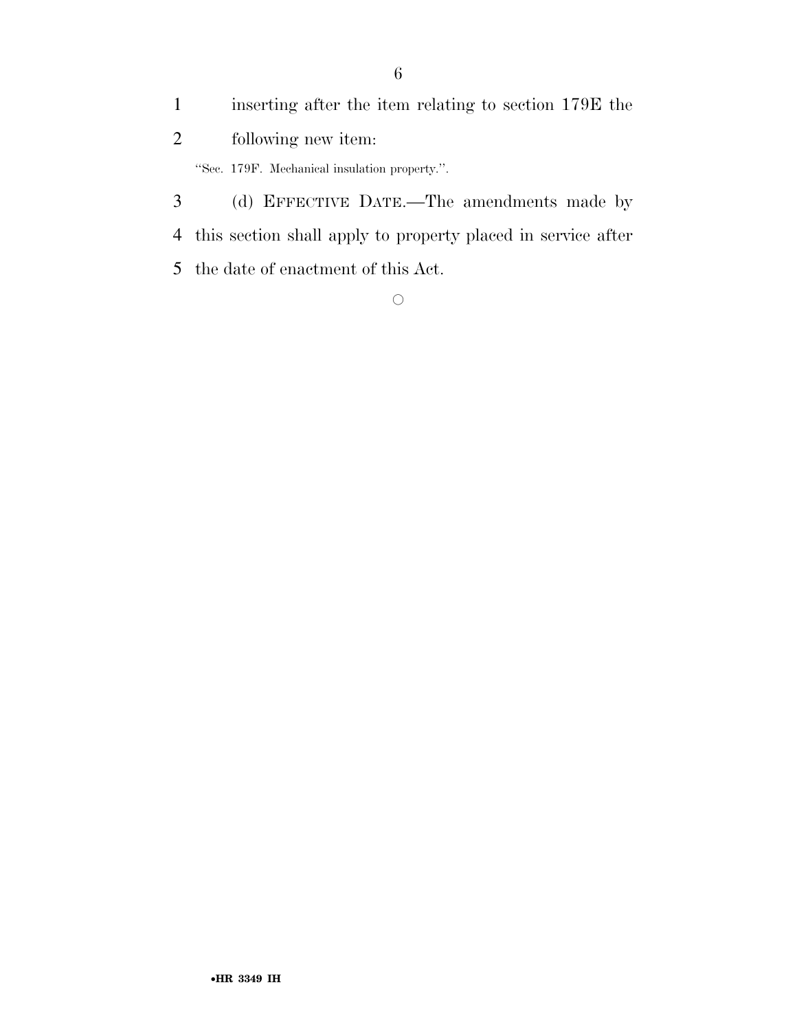inserting after the item relating to section 179E the following new item:

"Sec. 179F. Mechanical insulation property.".

(d) EFFECTIVE DATE.—The amendments made by this section shall apply to property placed in service after the date of enactment of this Act.

○